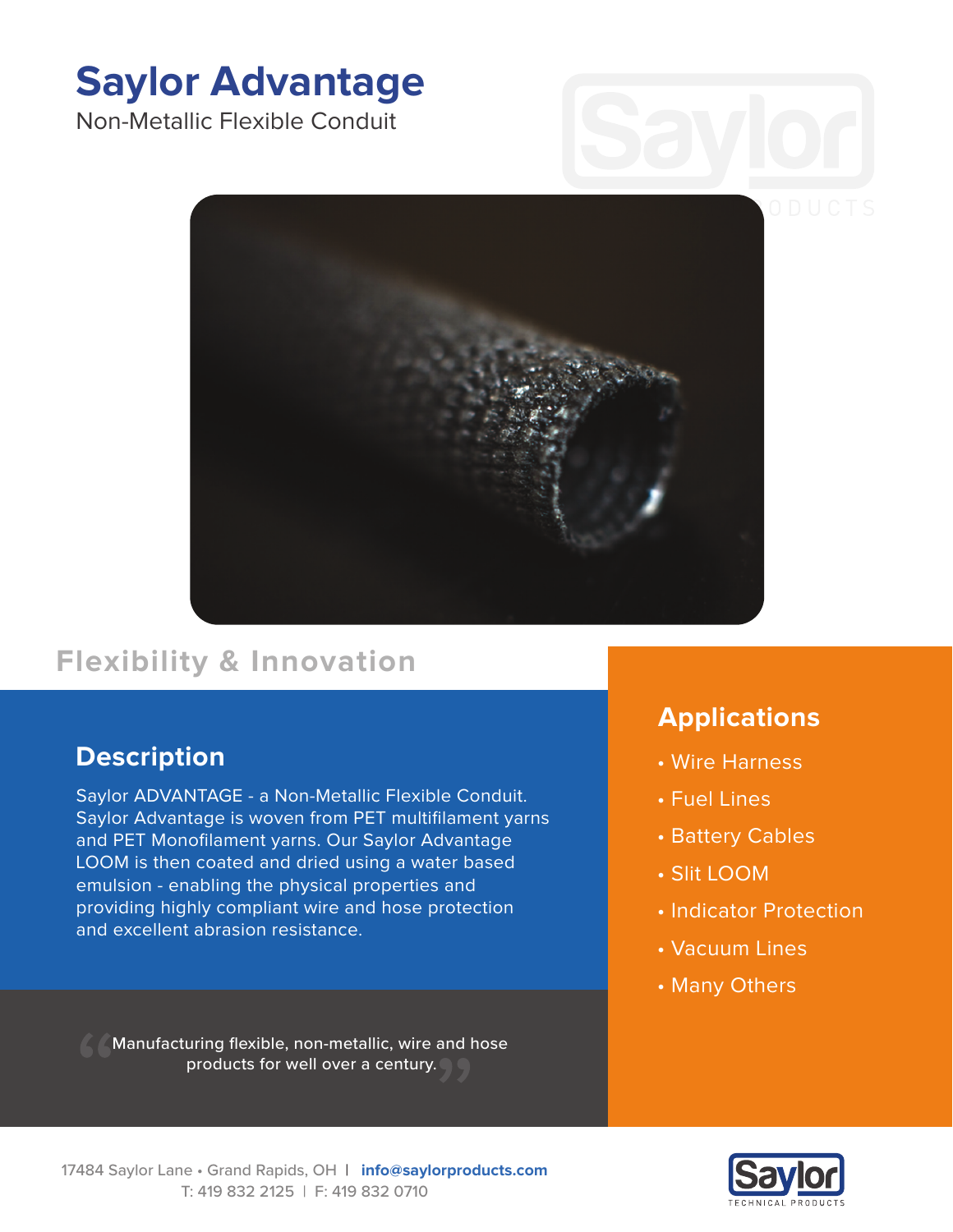# Saylor Advantage

Non-Metallic Flexible Conduit

## Flexibility & Innovation

### Description

Saylor ADVANTAGE - a Non-Metallic Flexible Conduit. Saylor Advantage is woven from PET multifilament yarns and PET Monofilament yarns. Our Saylor Advantage LOOM is then coated and dried using a water based emulsion - enabling the physical properties and providing highly compliant wire and hose protection and excellent abrasion resistance.

"Manufacturing flexible, non-metallic, wire and hose products for well over a century."

### Applications

- Wire Harness
- Fuel Lines
- Battery Cables
- Slit LOOM
- Indicator Protection
- Vacuum Lines
- Many Others

17484 Saylor Lane • Grand Rapids, OH | **info@saylorproducts.com**
T: 419 832 2125 | F: 419 832 0710

Saylor TECHNICAL PRODUCTS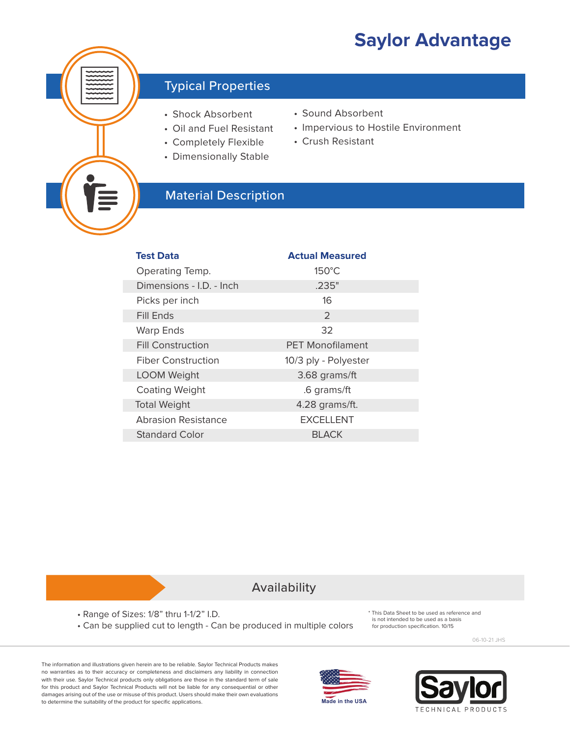# Saylor Advantage

## Typical Properties

- Shock Absorbent
- Oil and Fuel Resistant
- Completely Flexible
- Dimensionally Stable
- Sound Absorbent
- Impervious to Hostile Environment
- Crush Resistant

## Material Description

| Test Data | Actual Measured |
|---|---|
| Operating Temp. | 150°C |
| Dimensions - I.D. - Inch | .235" |
| Picks per inch | 16 |
| Fill Ends | 2 |
| Warp Ends | 32 |
| Fill Construction | PET Monofilament |
| Fiber Construction | 10/3 ply - Polyester |
| LOOM Weight | 3.68 grams/ft |
| Coating Weight | .6 grams/ft |
| Total Weight | 4.28 grams/ft. |
| Abrasion Resistance | EXCELLENT |
| Standard Color | BLACK |

## Availability

- Range of Sizes: 1/8” thru 1-1/2” I.D.
- Can be supplied cut to length - Can be produced in multiple colors

* This Data Sheet to be used as reference and is not intended to be used as a basis for production specification. 10/15

06-10-21 JHS

The information and illustrations given herein are to be reliable. Saylor Technical Products makes no warranties as to their accuracy or completeness and disclaimers any liability in connection with their use. Saylor Technical products only obligations are those in the standard term of sale for this product and Saylor Technical Products will not be liable for any consequential or other damages arising out of the use or misuse of this product. Users should make their own evaluations to determine the suitability of the product for specific applications.

Made in the USA

Saylor TECHNICAL PRODUCTS